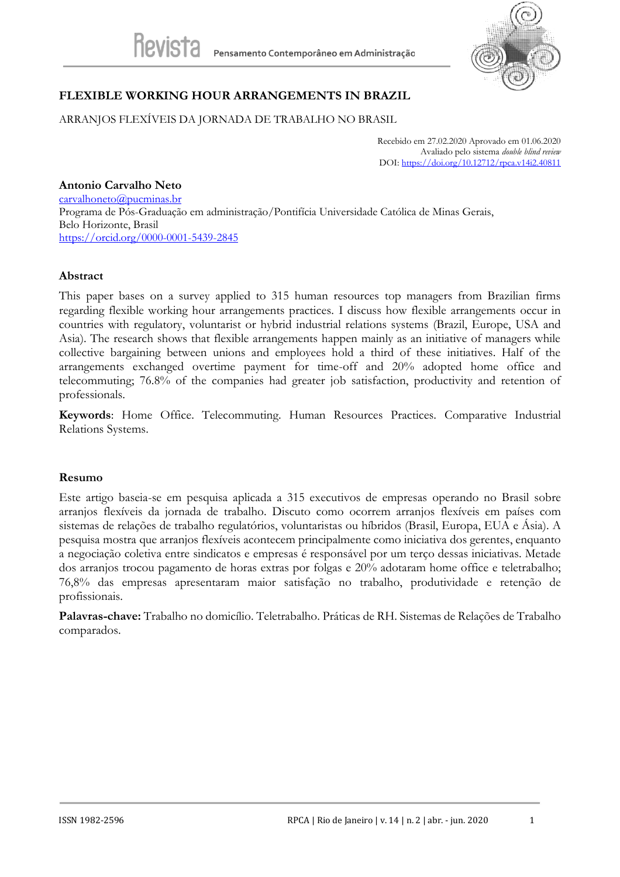# FLEXIBLE WORKING HOUR ARRANGEMENTS IN BRAZIL

ARRANJOS FLEXÍVEIS DA JORNADA DE TRABALHO NO BRASIL

Recebido em 27.02.2020 Aprovado em 01.06.2020
Avaliado pelo sistema *double blind review*
DOI: https://doi.org/10.12712/rpca.v14i2.40811

**Antonio Carvalho Neto**
carvalhoneto@pucminas.br
Programa de Pós-Graduação em administração/Pontifícia Universidade Católica de Minas Gerais, Belo Horizonte, Brasil
https://orcid.org/0000-0001-5439-2845

## Abstract

This paper bases on a survey applied to 315 human resources top managers from Brazilian firms regarding flexible working hour arrangements practices. I discuss how flexible arrangements occur in countries with regulatory, voluntarist or hybrid industrial relations systems (Brazil, Europe, USA and Asia). The research shows that flexible arrangements happen mainly as an initiative of managers while collective bargaining between unions and employees hold a third of these initiatives. Half of the arrangements exchanged overtime payment for time-off and 20% adopted home office and telecommuting; 76.8% of the companies had greater job satisfaction, productivity and retention of professionals.

**Keywords**: Home Office. Telecommuting. Human Resources Practices. Comparative Industrial Relations Systems.

## Resumo

Este artigo baseia-se em pesquisa aplicada a 315 executivos de empresas operando no Brasil sobre arranjos flexíveis da jornada de trabalho. Discuto como ocorrem arranjos flexíveis em países com sistemas de relações de trabalho regulatórios, voluntaristas ou híbridos (Brasil, Europa, EUA e Ásia). A pesquisa mostra que arranjos flexíveis acontecem principalmente como iniciativa dos gerentes, enquanto a negociação coletiva entre sindicatos e empresas é responsável por um terço dessas iniciativas. Metade dos arranjos trocou pagamento de horas extras por folgas e 20% adotaram home office e teletrabalho; 76,8% das empresas apresentaram maior satisfação no trabalho, produtividade e retenção de profissionais.

**Palavras-chave:** Trabalho no domicílio. Teletrabalho. Práticas de RH. Sistemas de Relações de Trabalho comparados.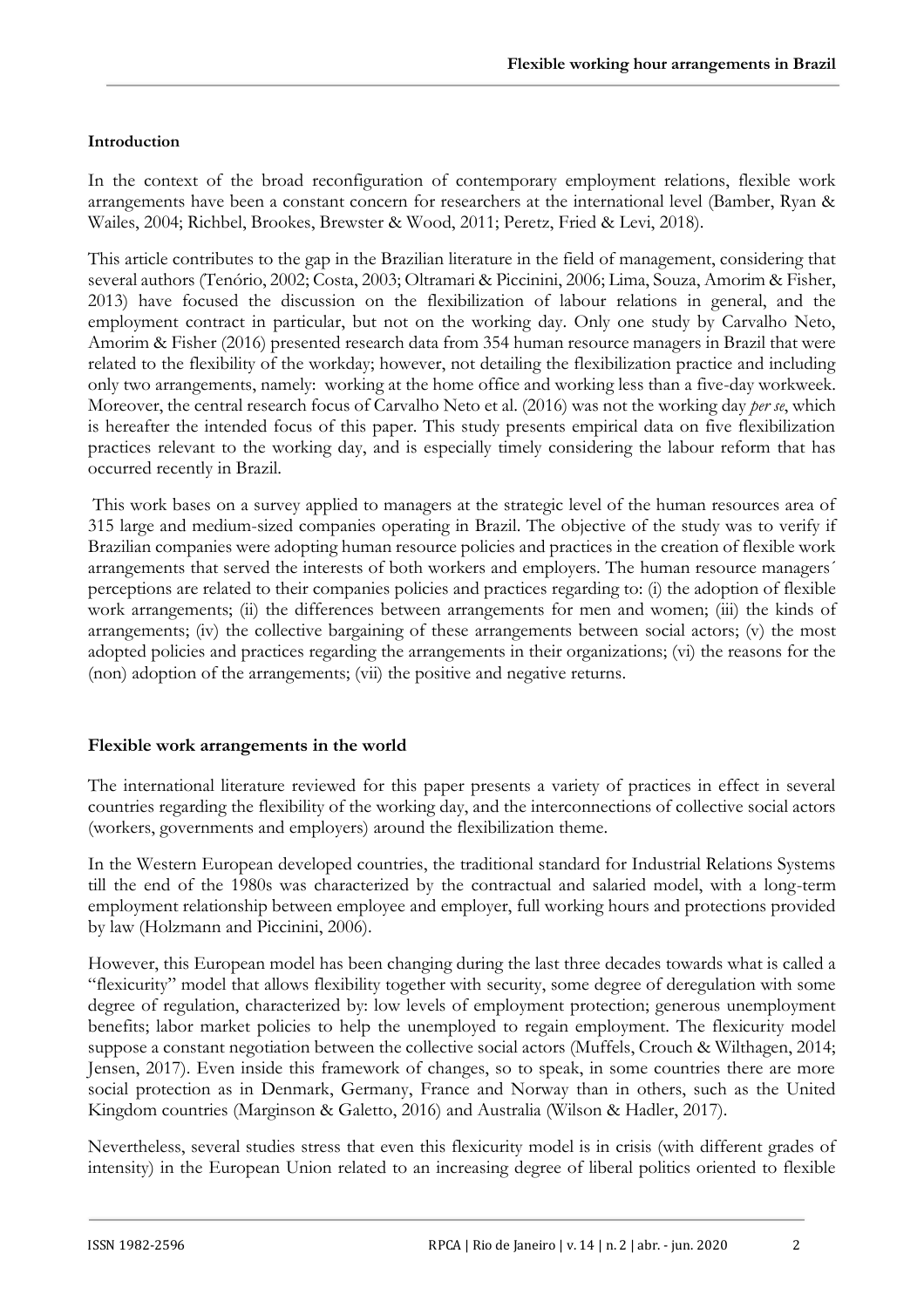## Introduction

In the context of the broad reconfiguration of contemporary employment relations, flexible work arrangements have been a constant concern for researchers at the international level (Bamber, Ryan & Wailes, 2004; Richbel, Brookes, Brewster & Wood, 2011; Peretz, Fried & Levi, 2018).

This article contributes to the gap in the Brazilian literature in the field of management, considering that several authors (Tenório, 2002; Costa, 2003; Oltramari & Piccinini, 2006; Lima, Souza, Amorim & Fisher, 2013) have focused the discussion on the flexibilization of labour relations in general, and the employment contract in particular, but not on the working day. Only one study by Carvalho Neto, Amorim & Fisher (2016) presented research data from 354 human resource managers in Brazil that were related to the flexibility of the workday; however, not detailing the flexibilization practice and including only two arrangements, namely: working at the home office and working less than a five-day workweek. Moreover, the central research focus of Carvalho Neto et al. (2016) was not the working day *per se*, which is hereafter the intended focus of this paper. This study presents empirical data on five flexibilization practices relevant to the working day, and is especially timely considering the labour reform that has occurred recently in Brazil.

This work bases on a survey applied to managers at the strategic level of the human resources area of 315 large and medium-sized companies operating in Brazil. The objective of the study was to verify if Brazilian companies were adopting human resource policies and practices in the creation of flexible work arrangements that served the interests of both workers and employers. The human resource managers´ perceptions are related to their companies policies and practices regarding to: (i) the adoption of flexible work arrangements; (ii) the differences between arrangements for men and women; (iii) the kinds of arrangements; (iv) the collective bargaining of these arrangements between social actors; (v) the most adopted policies and practices regarding the arrangements in their organizations; (vi) the reasons for the (non) adoption of the arrangements; (vii) the positive and negative returns.

## Flexible work arrangements in the world

The international literature reviewed for this paper presents a variety of practices in effect in several countries regarding the flexibility of the working day, and the interconnections of collective social actors (workers, governments and employers) around the flexibilization theme.

In the Western European developed countries, the traditional standard for Industrial Relations Systems till the end of the 1980s was characterized by the contractual and salaried model, with a long-term employment relationship between employee and employer, full working hours and protections provided by law (Holzmann and Piccinini, 2006).

However, this European model has been changing during the last three decades towards what is called a "flexicurity" model that allows flexibility together with security, some degree of deregulation with some degree of regulation, characterized by: low levels of employment protection; generous unemployment benefits; labor market policies to help the unemployed to regain employment. The flexicurity model suppose a constant negotiation between the collective social actors (Muffels, Crouch & Wilthagen, 2014; Jensen, 2017). Even inside this framework of changes, so to speak, in some countries there are more social protection as in Denmark, Germany, France and Norway than in others, such as the United Kingdom countries (Marginson & Galetto, 2016) and Australia (Wilson & Hadler, 2017).

Nevertheless, several studies stress that even this flexicurity model is in crisis (with different grades of intensity) in the European Union related to an increasing degree of liberal politics oriented to flexible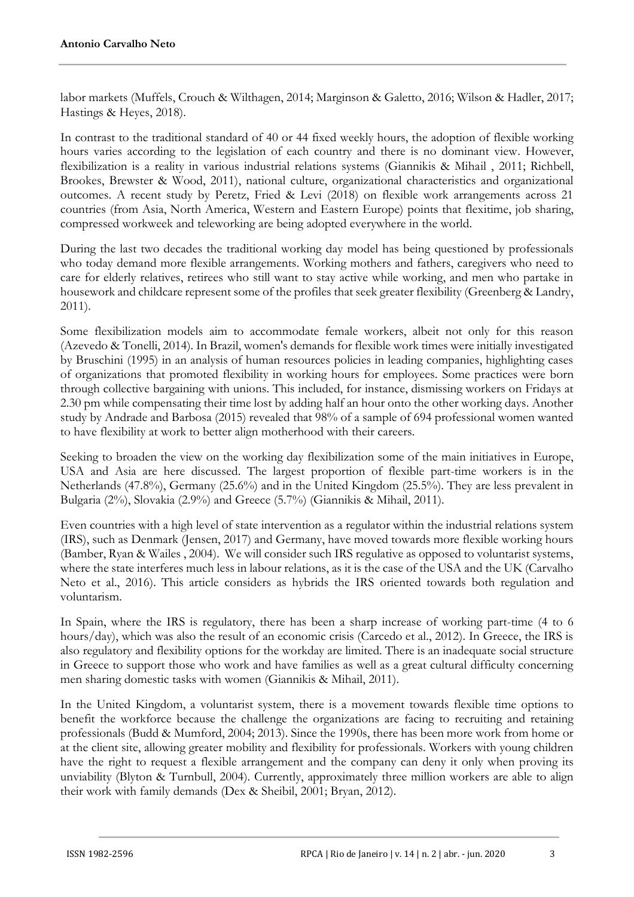labor markets (Muffels, Crouch & Wilthagen, 2014; Marginson & Galetto, 2016; Wilson & Hadler, 2017; Hastings & Heyes, 2018).

In contrast to the traditional standard of 40 or 44 fixed weekly hours, the adoption of flexible working hours varies according to the legislation of each country and there is no dominant view. However, flexibilization is a reality in various industrial relations systems (Giannikis & Mihail , 2011; Richbell, Brookes, Brewster & Wood, 2011), national culture, organizational characteristics and organizational outcomes. A recent study by Peretz, Fried & Levi (2018) on flexible work arrangements across 21 countries (from Asia, North America, Western and Eastern Europe) points that flexitime, job sharing, compressed workweek and teleworking are being adopted everywhere in the world.

During the last two decades the traditional working day model has being questioned by professionals who today demand more flexible arrangements. Working mothers and fathers, caregivers who need to care for elderly relatives, retirees who still want to stay active while working, and men who partake in housework and childcare represent some of the profiles that seek greater flexibility (Greenberg & Landry, 2011).

Some flexibilization models aim to accommodate female workers, albeit not only for this reason (Azevedo & Tonelli, 2014). In Brazil, women's demands for flexible work times were initially investigated by Bruschini (1995) in an analysis of human resources policies in leading companies, highlighting cases of organizations that promoted flexibility in working hours for employees. Some practices were born through collective bargaining with unions. This included, for instance, dismissing workers on Fridays at 2.30 pm while compensating their time lost by adding half an hour onto the other working days. Another study by Andrade and Barbosa (2015) revealed that 98% of a sample of 694 professional women wanted to have flexibility at work to better align motherhood with their careers.

Seeking to broaden the view on the working day flexibilization some of the main initiatives in Europe, USA and Asia are here discussed. The largest proportion of flexible part-time workers is in the Netherlands (47.8%), Germany (25.6%) and in the United Kingdom (25.5%). They are less prevalent in Bulgaria (2%), Slovakia (2.9%) and Greece (5.7%) (Giannikis & Mihail, 2011).

Even countries with a high level of state intervention as a regulator within the industrial relations system (IRS), such as Denmark (Jensen, 2017) and Germany, have moved towards more flexible working hours (Bamber, Ryan & Wailes , 2004). We will consider such IRS regulative as opposed to voluntarist systems, where the state interferes much less in labour relations, as it is the case of the USA and the UK (Carvalho Neto et al., 2016). This article considers as hybrids the IRS oriented towards both regulation and voluntarism.

In Spain, where the IRS is regulatory, there has been a sharp increase of working part-time (4 to 6 hours/day), which was also the result of an economic crisis (Carcedo et al., 2012). In Greece, the IRS is also regulatory and flexibility options for the workday are limited. There is an inadequate social structure in Greece to support those who work and have families as well as a great cultural difficulty concerning men sharing domestic tasks with women (Giannikis & Mihail, 2011).

In the United Kingdom, a voluntarist system, there is a movement towards flexible time options to benefit the workforce because the challenge the organizations are facing to recruiting and retaining professionals (Budd & Mumford, 2004; 2013). Since the 1990s, there has been more work from home or at the client site, allowing greater mobility and flexibility for professionals. Workers with young children have the right to request a flexible arrangement and the company can deny it only when proving its unviability (Blyton & Turnbull, 2004). Currently, approximately three million workers are able to align their work with family demands (Dex & Sheibil, 2001; Bryan, 2012).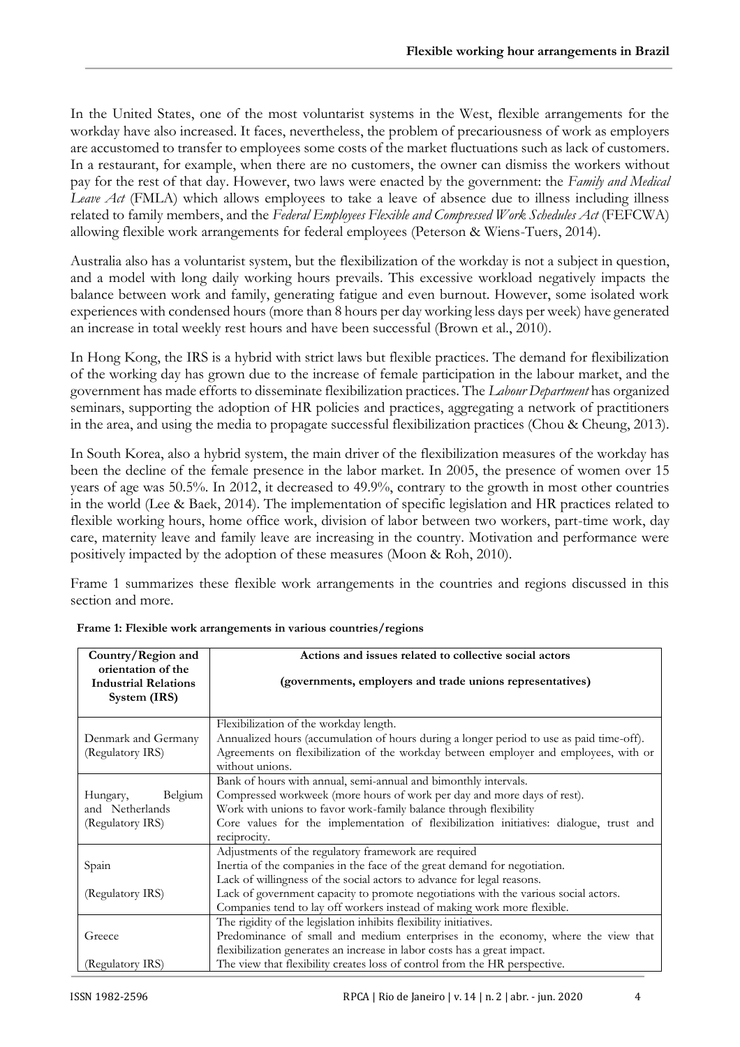In the United States, one of the most voluntarist systems in the West, flexible arrangements for the workday have also increased. It faces, nevertheless, the problem of precariousness of work as employers are accustomed to transfer to employees some costs of the market fluctuations such as lack of customers. In a restaurant, for example, when there are no customers, the owner can dismiss the workers without pay for the rest of that day. However, two laws were enacted by the government: the *Family and Medical Leave Act* (FMLA) which allows employees to take a leave of absence due to illness including illness related to family members, and the *Federal Employees Flexible and Compressed Work Schedules Act* (FEFCWA) allowing flexible work arrangements for federal employees (Peterson & Wiens-Tuers, 2014).

Australia also has a voluntarist system, but the flexibilization of the workday is not a subject in question, and a model with long daily working hours prevails. This excessive workload negatively impacts the balance between work and family, generating fatigue and even burnout. However, some isolated work experiences with condensed hours (more than 8 hours per day working less days per week) have generated an increase in total weekly rest hours and have been successful (Brown et al., 2010).

In Hong Kong, the IRS is a hybrid with strict laws but flexible practices. The demand for flexibilization of the working day has grown due to the increase of female participation in the labour market, and the government has made efforts to disseminate flexibilization practices. The *Labour Department* has organized seminars, supporting the adoption of HR policies and practices, aggregating a network of practitioners in the area, and using the media to propagate successful flexibilization practices (Chou & Cheung, 2013).

In South Korea, also a hybrid system, the main driver of the flexibilization measures of the workday has been the decline of the female presence in the labor market. In 2005, the presence of women over 15 years of age was 50.5%. In 2012, it decreased to 49.9%, contrary to the growth in most other countries in the world (Lee & Baek, 2014). The implementation of specific legislation and HR practices related to flexible working hours, home office work, division of labor between two workers, part-time work, day care, maternity leave and family leave are increasing in the country. Motivation and performance were positively impacted by the adoption of these measures (Moon & Roh, 2010).

Frame 1 summarizes these flexible work arrangements in the countries and regions discussed in this section and more.

**Frame 1: Flexible work arrangements in various countries/regions**

| Country/Region and orientation of the Industrial Relations System (IRS) | Actions and issues related to collective social actors (governments, employers and trade unions representatives) |
|---|---|
| Denmark and Germany (Regulatory IRS) | Flexibilization of the workday length. Annualized hours (accumulation of hours during a longer period to use as paid time-off). Agreements on flexibilization of the workday between employer and employees, with or without unions. |
| Hungary, Belgium and Netherlands (Regulatory IRS) | Bank of hours with annual, semi-annual and bimonthly intervals. Compressed workweek (more hours of work per day and more days of rest). Work with unions to favor work-family balance through flexibility. Core values for the implementation of flexibilization initiatives: dialogue, trust and reciprocity. |
| Spain (Regulatory IRS) | Adjustments of the regulatory framework are required. Inertia of the companies in the face of the great demand for negotiation. Lack of willingness of the social actors to advance for legal reasons. Lack of government capacity to promote negotiations with the various social actors. Companies tend to lay off workers instead of making work more flexible. |
| Greece (Regulatory IRS) | The rigidity of the legislation inhibits flexibility initiatives. Predominance of small and medium enterprises in the economy, where the view that flexibilization generates an increase in labor costs has a great impact. The view that flexibility creates loss of control from the HR perspective. |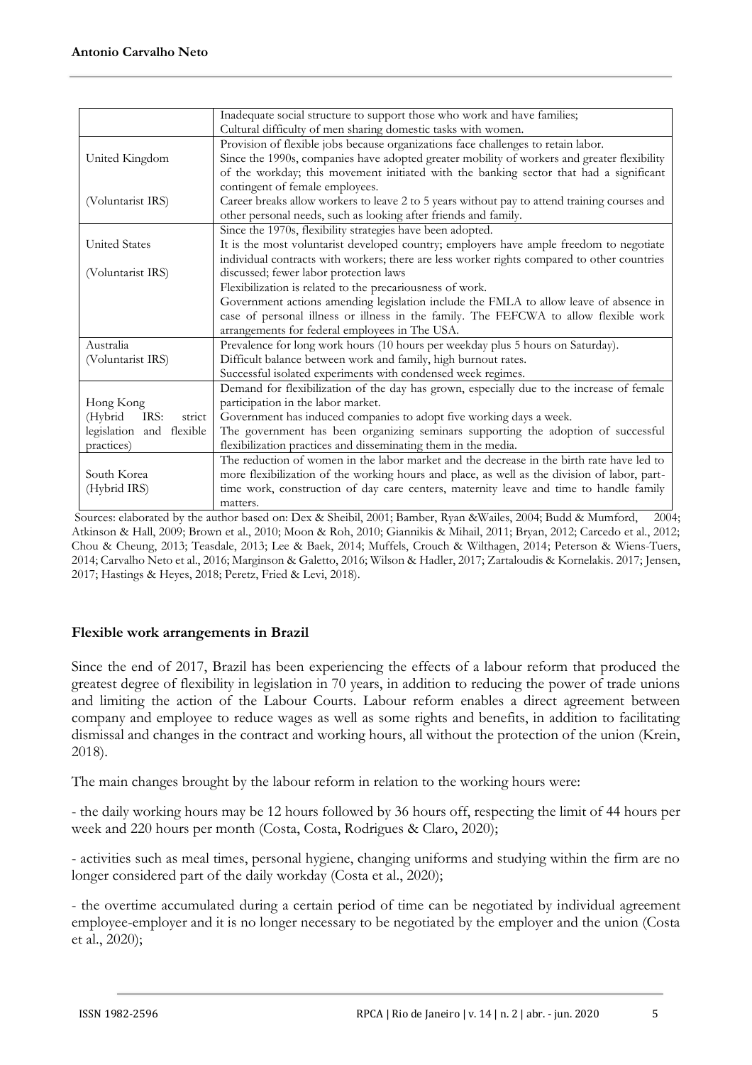| | |
|---|---|
| | Inadequate social structure to support those who work and have families; Cultural difficulty of men sharing domestic tasks with women. |
| United Kingdom<br><br>(Voluntarist IRS) | Provision of flexible jobs because organizations face challenges to retain labor. Since the 1990s, companies have adopted greater mobility of workers and greater flexibility of the workday; this movement initiated with the banking sector that had a significant contingent of female employees. Career breaks allow workers to leave 2 to 5 years without pay to attend training courses and other personal needs, such as looking after friends and family. |
| United States<br><br>(Voluntarist IRS) | Since the 1970s, flexibility strategies have been adopted. It is the most voluntarist developed country; employers have ample freedom to negotiate individual contracts with workers; there are less worker rights compared to other countries discussed; fewer labor protection laws Flexibilization is related to the precariousness of work. Government actions amending legislation include the FMLA to allow leave of absence in case of personal illness or illness in the family. The FEFCWA to allow flexible work arrangements for federal employees in The USA. |
| Australia (Voluntarist IRS) | Prevalence for long work hours (10 hours per weekday plus 5 hours on Saturday). Difficult balance between work and family, high burnout rates. Successful isolated experiments with condensed week regimes. |
| Hong Kong (Hybrid IRS: strict legislation and flexible practices) | Demand for flexibilization of the day has grown, especially due to the increase of female participation in the labor market. Government has induced companies to adopt five working days a week. The government has been organizing seminars supporting the adoption of successful flexibilization practices and disseminating them in the media. |
| South Korea (Hybrid IRS) | The reduction of women in the labor market and the decrease in the birth rate have led to more flexibilization of the working hours and place, as well as the division of labor, part-time work, construction of day care centers, maternity leave and time to handle family matters. |

Sources: elaborated by the author based on: Dex & Sheibil, 2001; Bamber, Ryan &Wailes, 2004; Budd & Mumford, 2004; Atkinson & Hall, 2009; Brown et al., 2010; Moon & Roh, 2010; Giannikis & Mihail, 2011; Bryan, 2012; Carcedo et al., 2012; Chou & Cheung, 2013; Teasdale, 2013; Lee & Baek, 2014; Muffels, Crouch & Wilthagen, 2014; Peterson & Wiens-Tuers, 2014; Carvalho Neto et al., 2016; Marginson & Galetto, 2016; Wilson & Hadler, 2017; Zartaloudis & Kornelakis. 2017; Jensen, 2017; Hastings & Heyes, 2018; Peretz, Fried & Levi, 2018).

## Flexible work arrangements in Brazil

Since the end of 2017, Brazil has been experiencing the effects of a labour reform that produced the greatest degree of flexibility in legislation in 70 years, in addition to reducing the power of trade unions and limiting the action of the Labour Courts. Labour reform enables a direct agreement between company and employee to reduce wages as well as some rights and benefits, in addition to facilitating dismissal and changes in the contract and working hours, all without the protection of the union (Krein, 2018).

The main changes brought by the labour reform in relation to the working hours were:

- the daily working hours may be 12 hours followed by 36 hours off, respecting the limit of 44 hours per week and 220 hours per month (Costa, Costa, Rodrigues & Claro, 2020);

- activities such as meal times, personal hygiene, changing uniforms and studying within the firm are no longer considered part of the daily workday (Costa et al., 2020);

- the overtime accumulated during a certain period of time can be negotiated by individual agreement employee-employer and it is no longer necessary to be negotiated by the employer and the union (Costa et al., 2020);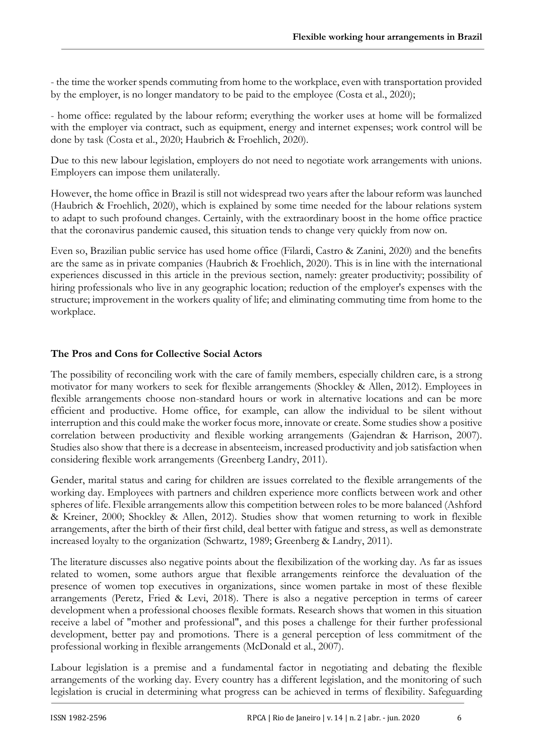- the time the worker spends commuting from home to the workplace, even with transportation provided by the employer, is no longer mandatory to be paid to the employee (Costa et al., 2020);

- home office: regulated by the labour reform; everything the worker uses at home will be formalized with the employer via contract, such as equipment, energy and internet expenses; work control will be done by task (Costa et al., 2020; Haubrich & Froehlich, 2020).

Due to this new labour legislation, employers do not need to negotiate work arrangements with unions. Employers can impose them unilaterally.

However, the home office in Brazil is still not widespread two years after the labour reform was launched (Haubrich & Froehlich, 2020), which is explained by some time needed for the labour relations system to adapt to such profound changes. Certainly, with the extraordinary boost in the home office practice that the coronavirus pandemic caused, this situation tends to change very quickly from now on.

Even so, Brazilian public service has used home office (Filardi, Castro & Zanini, 2020) and the benefits are the same as in private companies (Haubrich & Froehlich, 2020). This is in line with the international experiences discussed in this article in the previous section, namely: greater productivity; possibility of hiring professionals who live in any geographic location; reduction of the employer's expenses with the structure; improvement in the workers quality of life; and eliminating commuting time from home to the workplace.

## The Pros and Cons for Collective Social Actors

The possibility of reconciling work with the care of family members, especially children care, is a strong motivator for many workers to seek for flexible arrangements (Shockley & Allen, 2012). Employees in flexible arrangements choose non-standard hours or work in alternative locations and can be more efficient and productive. Home office, for example, can allow the individual to be silent without interruption and this could make the worker focus more, innovate or create. Some studies show a positive correlation between productivity and flexible working arrangements (Gajendran & Harrison, 2007). Studies also show that there is a decrease in absenteeism, increased productivity and job satisfaction when considering flexible work arrangements (Greenberg Landry, 2011).

Gender, marital status and caring for children are issues correlated to the flexible arrangements of the working day. Employees with partners and children experience more conflicts between work and other spheres of life. Flexible arrangements allow this competition between roles to be more balanced (Ashford & Kreiner, 2000; Shockley & Allen, 2012). Studies show that women returning to work in flexible arrangements, after the birth of their first child, deal better with fatigue and stress, as well as demonstrate increased loyalty to the organization (Schwartz, 1989; Greenberg & Landry, 2011).

The literature discusses also negative points about the flexibilization of the working day. As far as issues related to women, some authors argue that flexible arrangements reinforce the devaluation of the presence of women top executives in organizations, since women partake in most of these flexible arrangements (Peretz, Fried & Levi, 2018). There is also a negative perception in terms of career development when a professional chooses flexible formats. Research shows that women in this situation receive a label of "mother and professional", and this poses a challenge for their further professional development, better pay and promotions. There is a general perception of less commitment of the professional working in flexible arrangements (McDonald et al., 2007).

Labour legislation is a premise and a fundamental factor in negotiating and debating the flexible arrangements of the working day. Every country has a different legislation, and the monitoring of such legislation is crucial in determining what progress can be achieved in terms of flexibility. Safeguarding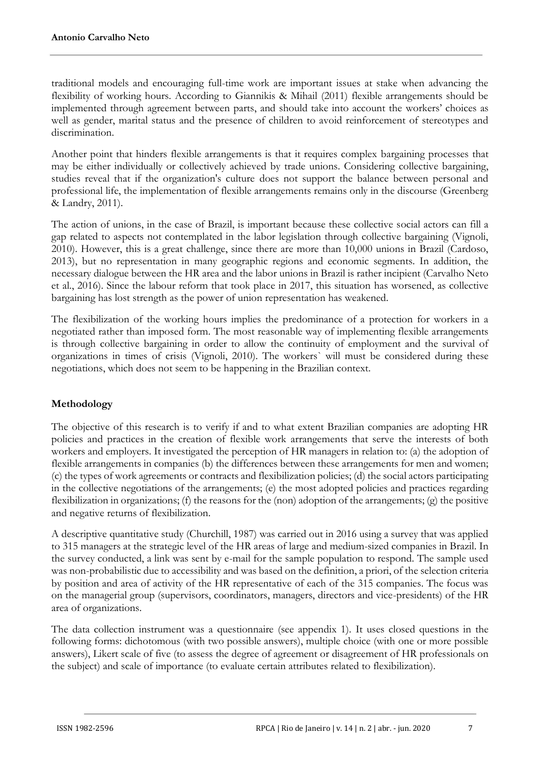traditional models and encouraging full-time work are important issues at stake when advancing the flexibility of working hours. According to Giannikis & Mihail (2011) flexible arrangements should be implemented through agreement between parts, and should take into account the workers' choices as well as gender, marital status and the presence of children to avoid reinforcement of stereotypes and discrimination.

Another point that hinders flexible arrangements is that it requires complex bargaining processes that may be either individually or collectively achieved by trade unions. Considering collective bargaining, studies reveal that if the organization's culture does not support the balance between personal and professional life, the implementation of flexible arrangements remains only in the discourse (Greenberg & Landry, 2011).

The action of unions, in the case of Brazil, is important because these collective social actors can fill a gap related to aspects not contemplated in the labor legislation through collective bargaining (Vignoli, 2010). However, this is a great challenge, since there are more than 10,000 unions in Brazil (Cardoso, 2013), but no representation in many geographic regions and economic segments. In addition, the necessary dialogue between the HR area and the labor unions in Brazil is rather incipient (Carvalho Neto et al., 2016). Since the labour reform that took place in 2017, this situation has worsened, as collective bargaining has lost strength as the power of union representation has weakened.

The flexibilization of the working hours implies the predominance of a protection for workers in a negotiated rather than imposed form. The most reasonable way of implementing flexible arrangements is through collective bargaining in order to allow the continuity of employment and the survival of organizations in times of crisis (Vignoli, 2010). The workers` will must be considered during these negotiations, which does not seem to be happening in the Brazilian context.

## Methodology

The objective of this research is to verify if and to what extent Brazilian companies are adopting HR policies and practices in the creation of flexible work arrangements that serve the interests of both workers and employers. It investigated the perception of HR managers in relation to: (a) the adoption of flexible arrangements in companies (b) the differences between these arrangements for men and women; (c) the types of work agreements or contracts and flexibilization policies; (d) the social actors participating in the collective negotiations of the arrangements; (e) the most adopted policies and practices regarding flexibilization in organizations; (f) the reasons for the (non) adoption of the arrangements; (g) the positive and negative returns of flexibilization.

A descriptive quantitative study (Churchill, 1987) was carried out in 2016 using a survey that was applied to 315 managers at the strategic level of the HR areas of large and medium-sized companies in Brazil. In the survey conducted, a link was sent by e-mail for the sample population to respond. The sample used was non-probabilistic due to accessibility and was based on the definition, a priori, of the selection criteria by position and area of activity of the HR representative of each of the 315 companies. The focus was on the managerial group (supervisors, coordinators, managers, directors and vice-presidents) of the HR area of organizations.

The data collection instrument was a questionnaire (see appendix 1). It uses closed questions in the following forms: dichotomous (with two possible answers), multiple choice (with one or more possible answers), Likert scale of five (to assess the degree of agreement or disagreement of HR professionals on the subject) and scale of importance (to evaluate certain attributes related to flexibilization).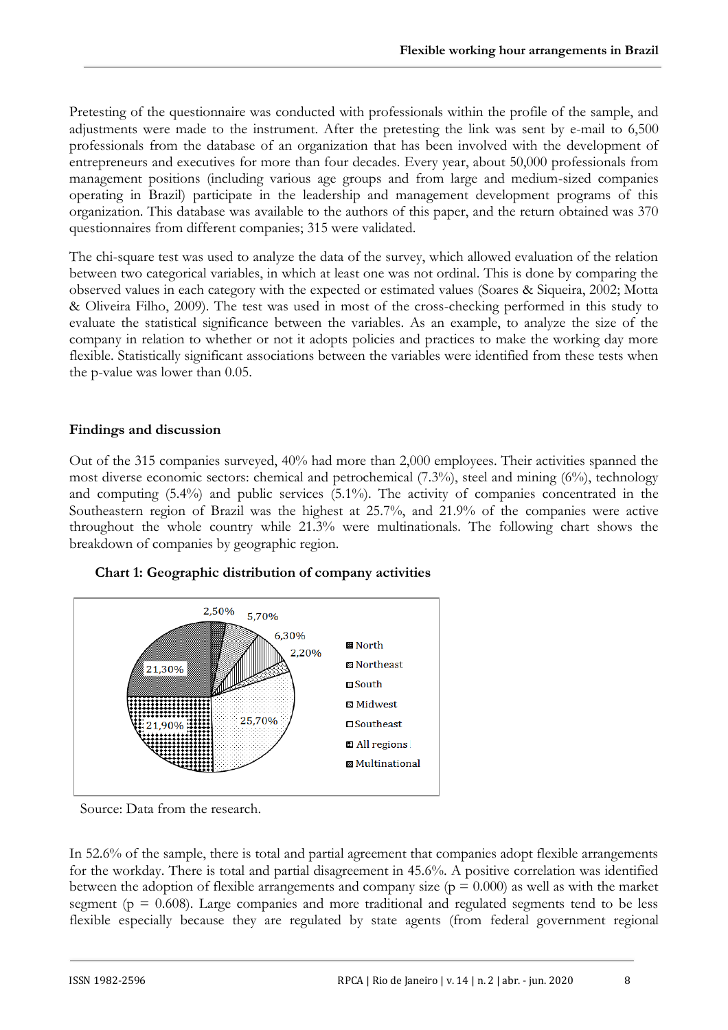Pretesting of the questionnaire was conducted with professionals within the profile of the sample, and adjustments were made to the instrument. After the pretesting the link was sent by e-mail to 6,500 professionals from the database of an organization that has been involved with the development of entrepreneurs and executives for more than four decades. Every year, about 50,000 professionals from management positions (including various age groups and from large and medium-sized companies operating in Brazil) participate in the leadership and management development programs of this organization. This database was available to the authors of this paper, and the return obtained was 370 questionnaires from different companies; 315 were validated.

The chi-square test was used to analyze the data of the survey, which allowed evaluation of the relation between two categorical variables, in which at least one was not ordinal. This is done by comparing the observed values in each category with the expected or estimated values (Soares & Siqueira, 2002; Motta & Oliveira Filho, 2009). The test was used in most of the cross-checking performed in this study to evaluate the statistical significance between the variables. As an example, to analyze the size of the company in relation to whether or not it adopts policies and practices to make the working day more flexible. Statistically significant associations between the variables were identified from these tests when the p-value was lower than 0.05.

## Findings and discussion

Out of the 315 companies surveyed, 40% had more than 2,000 employees. Their activities spanned the most diverse economic sectors: chemical and petrochemical (7.3%), steel and mining (6%), technology and computing (5.4%) and public services (5.1%). The activity of companies concentrated in the Southeastern region of Brazil was the highest at 25.7%, and 21.9% of the companies were active throughout the whole country while 21.3% were multinationals. The following chart shows the breakdown of companies by geographic region.

**Chart 1: Geographic distribution of company activities**

| Region | % |
|---|---|
| North | 2,50% |
| Northeast | 5,70% |
| South | 6,30% |
| Midwest | 2,20% |
| Southeast | 25,70% |
| All regions | 21,90% |
| Multinational | 21,30% |

Source: Data from the research.

In 52.6% of the sample, there is total and partial agreement that companies adopt flexible arrangements for the workday. There is total and partial disagreement in 45.6%. A positive correlation was identified between the adoption of flexible arrangements and company size ($p = 0.000$) as well as with the market segment ($p = 0.608$). Large companies and more traditional and regulated segments tend to be less flexible especially because they are regulated by state agents (from federal government regional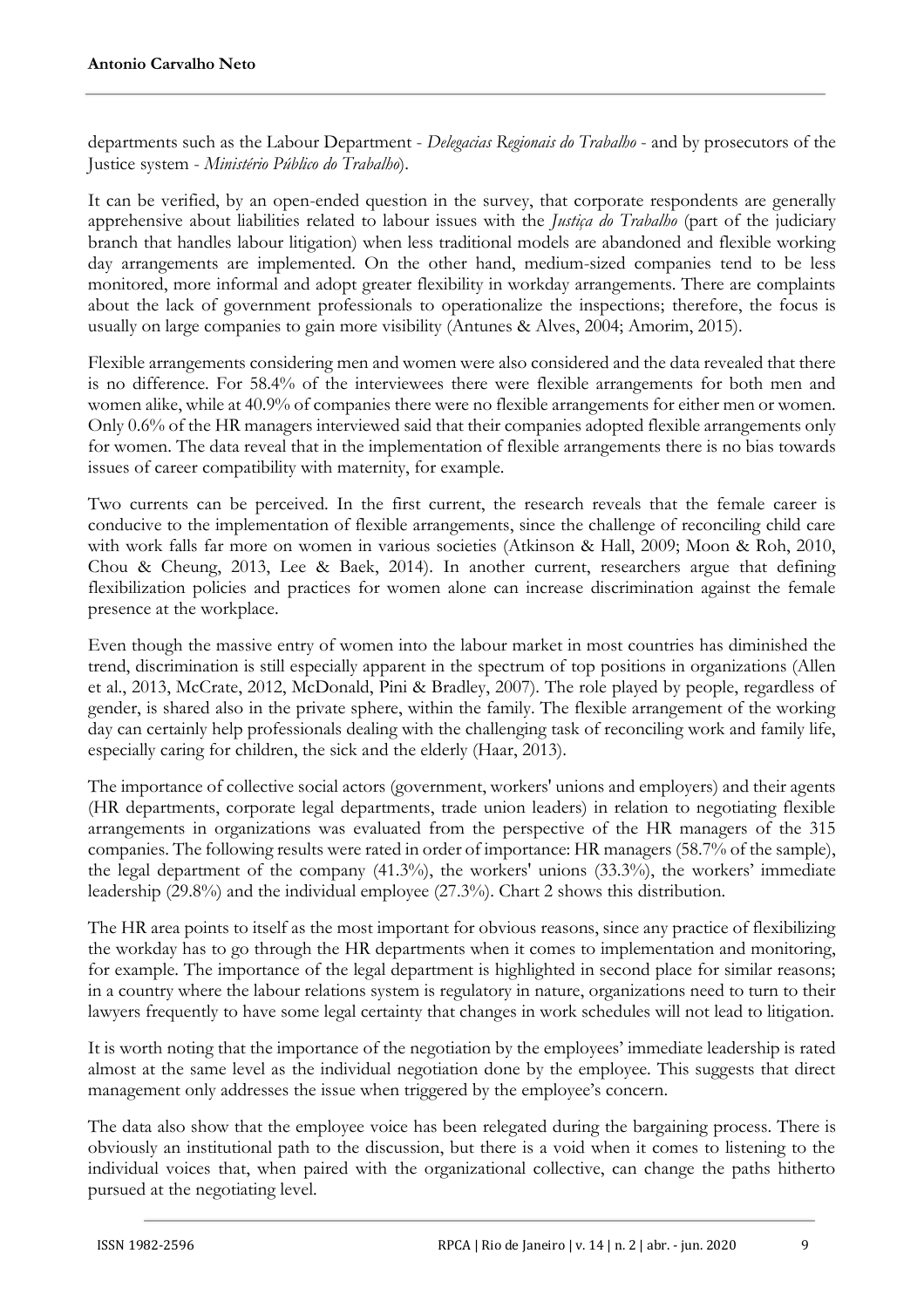departments such as the Labour Department - *Delegacias Regionais do Trabalho* - and by prosecutors of the Justice system - *Ministério Público do Trabalho*).

It can be verified, by an open-ended question in the survey, that corporate respondents are generally apprehensive about liabilities related to labour issues with the *Justiça do Trabalho* (part of the judiciary branch that handles labour litigation) when less traditional models are abandoned and flexible working day arrangements are implemented. On the other hand, medium-sized companies tend to be less monitored, more informal and adopt greater flexibility in workday arrangements. There are complaints about the lack of government professionals to operationalize the inspections; therefore, the focus is usually on large companies to gain more visibility (Antunes & Alves, 2004; Amorim, 2015).

Flexible arrangements considering men and women were also considered and the data revealed that there is no difference. For 58.4% of the interviewees there were flexible arrangements for both men and women alike, while at 40.9% of companies there were no flexible arrangements for either men or women. Only 0.6% of the HR managers interviewed said that their companies adopted flexible arrangements only for women. The data reveal that in the implementation of flexible arrangements there is no bias towards issues of career compatibility with maternity, for example.

Two currents can be perceived. In the first current, the research reveals that the female career is conducive to the implementation of flexible arrangements, since the challenge of reconciling child care with work falls far more on women in various societies (Atkinson & Hall, 2009; Moon & Roh, 2010, Chou & Cheung, 2013, Lee & Baek, 2014). In another current, researchers argue that defining flexibilization policies and practices for women alone can increase discrimination against the female presence at the workplace.

Even though the massive entry of women into the labour market in most countries has diminished the trend, discrimination is still especially apparent in the spectrum of top positions in organizations (Allen et al., 2013, McCrate, 2012, McDonald, Pini & Bradley, 2007). The role played by people, regardless of gender, is shared also in the private sphere, within the family. The flexible arrangement of the working day can certainly help professionals dealing with the challenging task of reconciling work and family life, especially caring for children, the sick and the elderly (Haar, 2013).

The importance of collective social actors (government, workers' unions and employers) and their agents (HR departments, corporate legal departments, trade union leaders) in relation to negotiating flexible arrangements in organizations was evaluated from the perspective of the HR managers of the 315 companies. The following results were rated in order of importance: HR managers (58.7% of the sample), the legal department of the company (41.3%), the workers' unions (33.3%), the workers' immediate leadership (29.8%) and the individual employee (27.3%). Chart 2 shows this distribution.

The HR area points to itself as the most important for obvious reasons, since any practice of flexibilizing the workday has to go through the HR departments when it comes to implementation and monitoring, for example. The importance of the legal department is highlighted in second place for similar reasons; in a country where the labour relations system is regulatory in nature, organizations need to turn to their lawyers frequently to have some legal certainty that changes in work schedules will not lead to litigation.

It is worth noting that the importance of the negotiation by the employees' immediate leadership is rated almost at the same level as the individual negotiation done by the employee. This suggests that direct management only addresses the issue when triggered by the employee's concern.

The data also show that the employee voice has been relegated during the bargaining process. There is obviously an institutional path to the discussion, but there is a void when it comes to listening to the individual voices that, when paired with the organizational collective, can change the paths hitherto pursued at the negotiating level.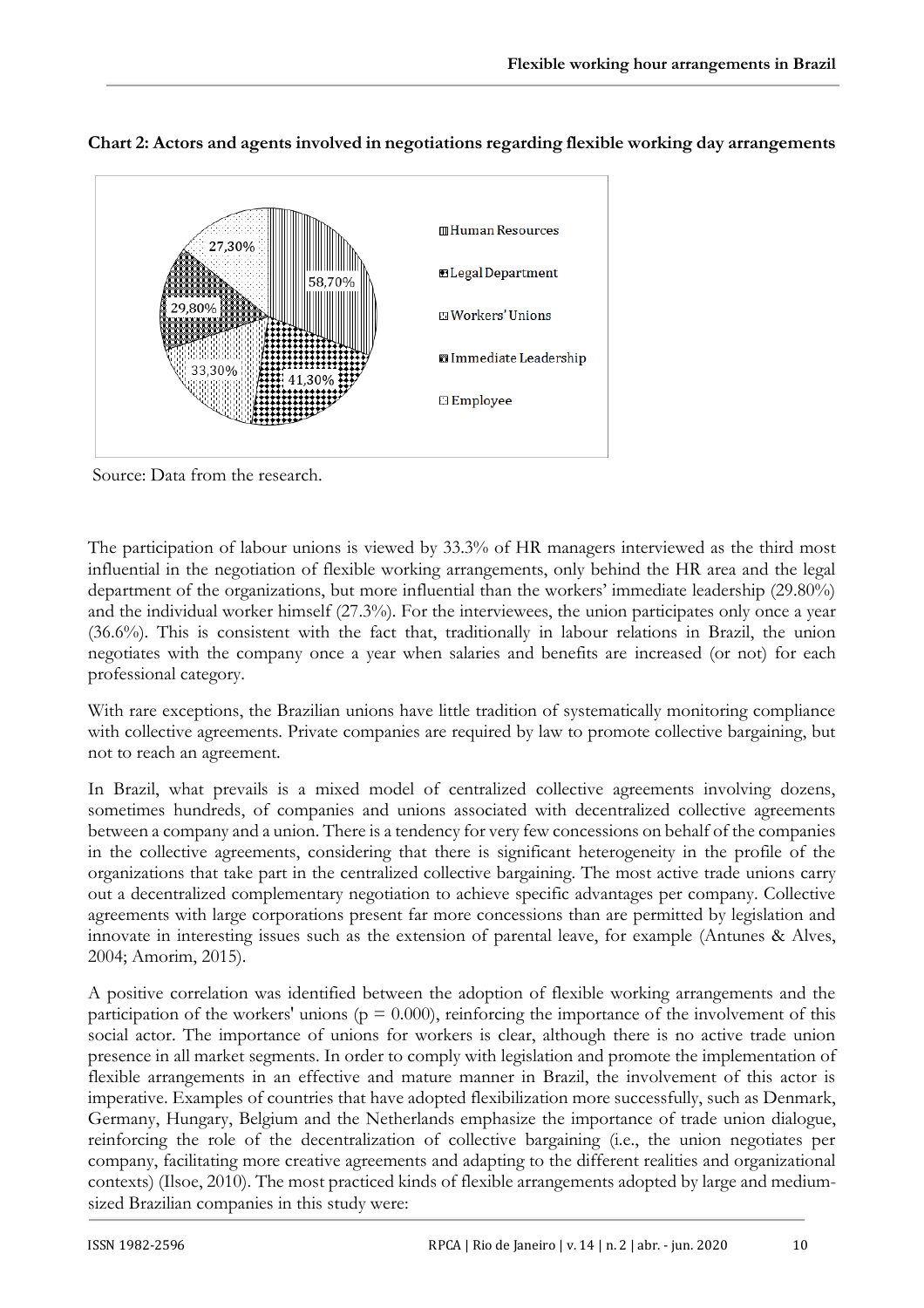**Chart 2: Actors and agents involved in negotiations regarding flexible working day arrangements**

Source: Data from the research.

The participation of labour unions is viewed by 33.3% of HR managers interviewed as the third most influential in the negotiation of flexible working arrangements, only behind the HR area and the legal department of the organizations, but more influential than the workers' immediate leadership (29.80%) and the individual worker himself (27.3%). For the interviewees, the union participates only once a year (36.6%). This is consistent with the fact that, traditionally in labour relations in Brazil, the union negotiates with the company once a year when salaries and benefits are increased (or not) for each professional category.

With rare exceptions, the Brazilian unions have little tradition of systematically monitoring compliance with collective agreements. Private companies are required by law to promote collective bargaining, but not to reach an agreement.

In Brazil, what prevails is a mixed model of centralized collective agreements involving dozens, sometimes hundreds, of companies and unions associated with decentralized collective agreements between a company and a union. There is a tendency for very few concessions on behalf of the companies in the collective agreements, considering that there is significant heterogeneity in the profile of the organizations that take part in the centralized collective bargaining. The most active trade unions carry out a decentralized complementary negotiation to achieve specific advantages per company. Collective agreements with large corporations present far more concessions than are permitted by legislation and innovate in interesting issues such as the extension of parental leave, for example (Antunes & Alves, 2004; Amorim, 2015).

A positive correlation was identified between the adoption of flexible working arrangements and the participation of the workers' unions ($p = 0.000$), reinforcing the importance of the involvement of this social actor. The importance of unions for workers is clear, although there is no active trade union presence in all market segments. In order to comply with legislation and promote the implementation of flexible arrangements in an effective and mature manner in Brazil, the involvement of this actor is imperative. Examples of countries that have adopted flexibilization more successfully, such as Denmark, Germany, Hungary, Belgium and the Netherlands emphasize the importance of trade union dialogue, reinforcing the role of the decentralization of collective bargaining (i.e., the union negotiates per company, facilitating more creative agreements and adapting to the different realities and organizational contexts) (Ilsoe, 2010). The most practiced kinds of flexible arrangements adopted by large and medium-sized Brazilian companies in this study were: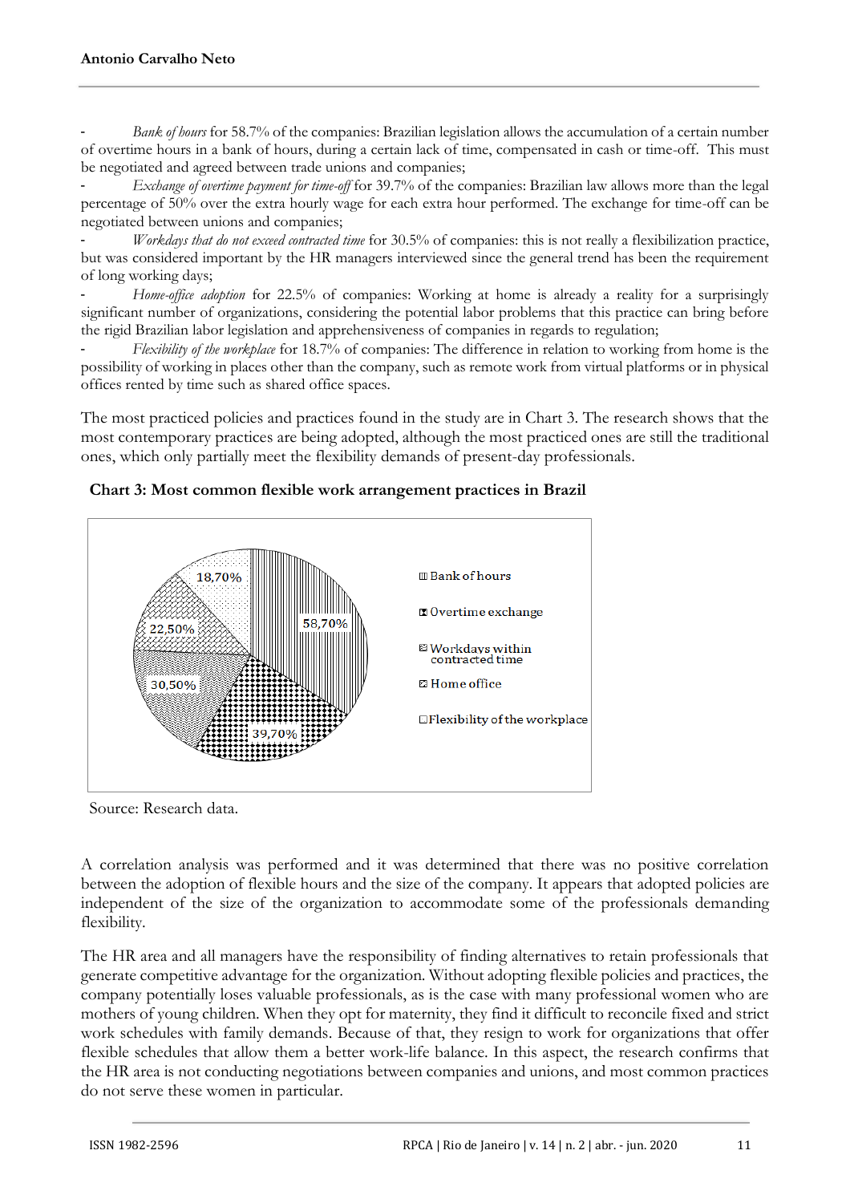- *Bank of hours* for 58.7% of the companies: Brazilian legislation allows the accumulation of a certain number of overtime hours in a bank of hours, during a certain lack of time, compensated in cash or time-off. This must be negotiated and agreed between trade unions and companies;
- *Exchange of overtime payment for time-off* for 39.7% of the companies: Brazilian law allows more than the legal percentage of 50% over the extra hourly wage for each extra hour performed. The exchange for time-off can be negotiated between unions and companies;
- *Workdays that do not exceed contracted time* for 30.5% of companies: this is not really a flexibilization practice, but was considered important by the HR managers interviewed since the general trend has been the requirement of long working days;
- *Home-office adoption* for 22.5% of companies: Working at home is already a reality for a surprisingly significant number of organizations, considering the potential labor problems that this practice can bring before the rigid Brazilian labor legislation and apprehensiveness of companies in regards to regulation;
- *Flexibility of the workplace* for 18.7% of companies: The difference in relation to working from home is the possibility of working in places other than the company, such as remote work from virtual platforms or in physical offices rented by time such as shared office spaces.

The most practiced policies and practices found in the study are in Chart 3. The research shows that the most contemporary practices are being adopted, although the most practiced ones are still the traditional ones, which only partially meet the flexibility demands of present-day professionals.

**Chart 3: Most common flexible work arrangement practices in Brazil**

| Practice | % |
|---|---|
| Bank of hours | 58,70% |
| Overtime exchange | 39,70% |
| Workdays within contracted time | 30,50% |
| Home office | 22,50% |
| Flexibility of the workplace | 18,70% |

Source: Research data.

A correlation analysis was performed and it was determined that there was no positive correlation between the adoption of flexible hours and the size of the company. It appears that adopted policies are independent of the size of the organization to accommodate some of the professionals demanding flexibility.

The HR area and all managers have the responsibility of finding alternatives to retain professionals that generate competitive advantage for the organization. Without adopting flexible policies and practices, the company potentially loses valuable professionals, as is the case with many professional women who are mothers of young children. When they opt for maternity, they find it difficult to reconcile fixed and strict work schedules with family demands. Because of that, they resign to work for organizations that offer flexible schedules that allow them a better work-life balance. In this aspect, the research confirms that the HR area is not conducting negotiations between companies and unions, and most common practices do not serve these women in particular.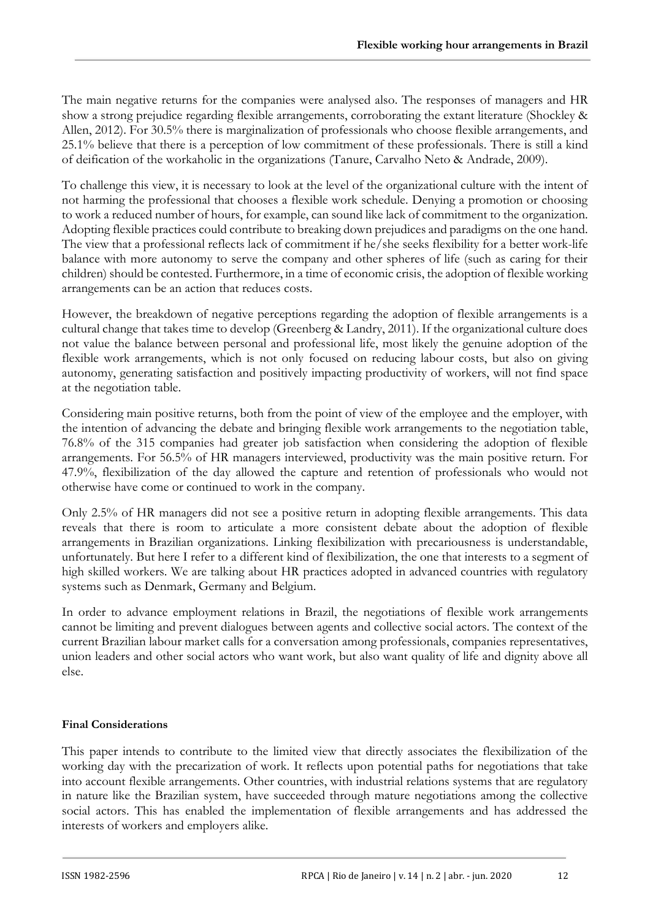The main negative returns for the companies were analysed also. The responses of managers and HR show a strong prejudice regarding flexible arrangements, corroborating the extant literature (Shockley & Allen, 2012). For 30.5% there is marginalization of professionals who choose flexible arrangements, and 25.1% believe that there is a perception of low commitment of these professionals. There is still a kind of deification of the workaholic in the organizations (Tanure, Carvalho Neto & Andrade, 2009).

To challenge this view, it is necessary to look at the level of the organizational culture with the intent of not harming the professional that chooses a flexible work schedule. Denying a promotion or choosing to work a reduced number of hours, for example, can sound like lack of commitment to the organization. Adopting flexible practices could contribute to breaking down prejudices and paradigms on the one hand. The view that a professional reflects lack of commitment if he/she seeks flexibility for a better work-life balance with more autonomy to serve the company and other spheres of life (such as caring for their children) should be contested. Furthermore, in a time of economic crisis, the adoption of flexible working arrangements can be an action that reduces costs.

However, the breakdown of negative perceptions regarding the adoption of flexible arrangements is a cultural change that takes time to develop (Greenberg & Landry, 2011). If the organizational culture does not value the balance between personal and professional life, most likely the genuine adoption of the flexible work arrangements, which is not only focused on reducing labour costs, but also on giving autonomy, generating satisfaction and positively impacting productivity of workers, will not find space at the negotiation table.

Considering main positive returns, both from the point of view of the employee and the employer, with the intention of advancing the debate and bringing flexible work arrangements to the negotiation table, 76.8% of the 315 companies had greater job satisfaction when considering the adoption of flexible arrangements. For 56.5% of HR managers interviewed, productivity was the main positive return. For 47.9%, flexibilization of the day allowed the capture and retention of professionals who would not otherwise have come or continued to work in the company.

Only 2.5% of HR managers did not see a positive return in adopting flexible arrangements. This data reveals that there is room to articulate a more consistent debate about the adoption of flexible arrangements in Brazilian organizations. Linking flexibilization with precariousness is understandable, unfortunately. But here I refer to a different kind of flexibilization, the one that interests to a segment of high skilled workers. We are talking about HR practices adopted in advanced countries with regulatory systems such as Denmark, Germany and Belgium.

In order to advance employment relations in Brazil, the negotiations of flexible work arrangements cannot be limiting and prevent dialogues between agents and collective social actors. The context of the current Brazilian labour market calls for a conversation among professionals, companies representatives, union leaders and other social actors who want work, but also want quality of life and dignity above all else.

**Final Considerations**

This paper intends to contribute to the limited view that directly associates the flexibilization of the working day with the precarization of work. It reflects upon potential paths for negotiations that take into account flexible arrangements. Other countries, with industrial relations systems that are regulatory in nature like the Brazilian system, have succeeded through mature negotiations among the collective social actors. This has enabled the implementation of flexible arrangements and has addressed the interests of workers and employers alike.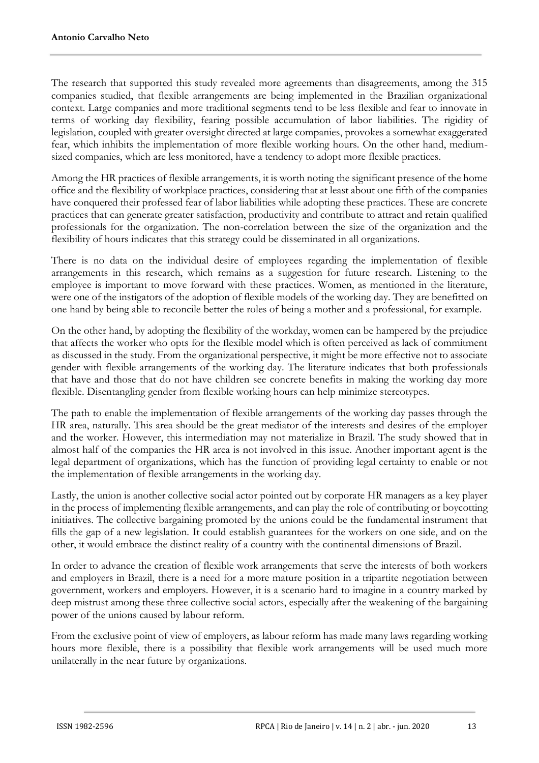The research that supported this study revealed more agreements than disagreements, among the 315 companies studied, that flexible arrangements are being implemented in the Brazilian organizational context. Large companies and more traditional segments tend to be less flexible and fear to innovate in terms of working day flexibility, fearing possible accumulation of labor liabilities. The rigidity of legislation, coupled with greater oversight directed at large companies, provokes a somewhat exaggerated fear, which inhibits the implementation of more flexible working hours. On the other hand, medium-sized companies, which are less monitored, have a tendency to adopt more flexible practices.

Among the HR practices of flexible arrangements, it is worth noting the significant presence of the home office and the flexibility of workplace practices, considering that at least about one fifth of the companies have conquered their professed fear of labor liabilities while adopting these practices. These are concrete practices that can generate greater satisfaction, productivity and contribute to attract and retain qualified professionals for the organization. The non-correlation between the size of the organization and the flexibility of hours indicates that this strategy could be disseminated in all organizations.

There is no data on the individual desire of employees regarding the implementation of flexible arrangements in this research, which remains as a suggestion for future research. Listening to the employee is important to move forward with these practices. Women, as mentioned in the literature, were one of the instigators of the adoption of flexible models of the working day. They are benefitted on one hand by being able to reconcile better the roles of being a mother and a professional, for example.

On the other hand, by adopting the flexibility of the workday, women can be hampered by the prejudice that affects the worker who opts for the flexible model which is often perceived as lack of commitment as discussed in the study. From the organizational perspective, it might be more effective not to associate gender with flexible arrangements of the working day. The literature indicates that both professionals that have and those that do not have children see concrete benefits in making the working day more flexible. Disentangling gender from flexible working hours can help minimize stereotypes.

The path to enable the implementation of flexible arrangements of the working day passes through the HR area, naturally. This area should be the great mediator of the interests and desires of the employer and the worker. However, this intermediation may not materialize in Brazil. The study showed that in almost half of the companies the HR area is not involved in this issue. Another important agent is the legal department of organizations, which has the function of providing legal certainty to enable or not the implementation of flexible arrangements in the working day.

Lastly, the union is another collective social actor pointed out by corporate HR managers as a key player in the process of implementing flexible arrangements, and can play the role of contributing or boycotting initiatives. The collective bargaining promoted by the unions could be the fundamental instrument that fills the gap of a new legislation. It could establish guarantees for the workers on one side, and on the other, it would embrace the distinct reality of a country with the continental dimensions of Brazil.

In order to advance the creation of flexible work arrangements that serve the interests of both workers and employers in Brazil, there is a need for a more mature position in a tripartite negotiation between government, workers and employers. However, it is a scenario hard to imagine in a country marked by deep mistrust among these three collective social actors, especially after the weakening of the bargaining power of the unions caused by labour reform.

From the exclusive point of view of employers, as labour reform has made many laws regarding working hours more flexible, there is a possibility that flexible work arrangements will be used much more unilaterally in the near future by organizations.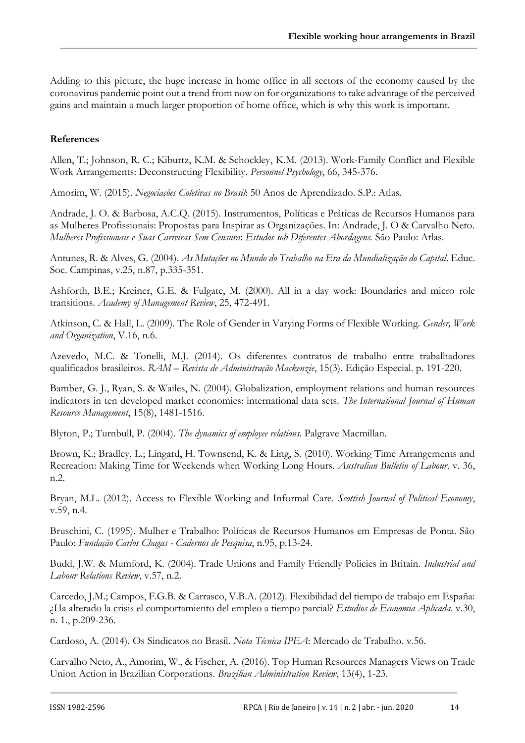Adding to this picture, the huge increase in home office in all sectors of the economy caused by the coronavirus pandemic point out a trend from now on for organizations to take advantage of the perceived gains and maintain a much larger proportion of home office, which is why this work is important.

**References**

Allen, T.; Johnson, R. C.; Kiburtz, K.M. & Schockley, K.M. (2013). Work-Family Conflict and Flexible Work Arrangements: Deconstructing Flexibility. *Personnel Psychology*, 66, 345-376.

Amorim, W. (2015). *Negociações Coletivas no Brasil*: 50 Anos de Aprendizado. S.P.: Atlas.

Andrade, J. O. & Barbosa, A.C.Q. (2015). Instrumentos, Políticas e Práticas de Recursos Humanos para as Mulheres Profissionais: Propostas para Inspirar as Organizações. In: Andrade, J. O & Carvalho Neto. *Mulheres Profissionais e Suas Carreiras Sem Censura*: *Estudos sob Diferentes Abordagens*. São Paulo: Atlas.

Antunes, R. & Alves, G. (2004). *As Mutações no Mundo do Trabalho na Era da Mundialização do Capital*. Educ. Soc. Campinas, v.25, n.87, p.335-351.

Ashforth, B.E.; Kreiner, G.E. & Fulgate, M. (2000). All in a day work: Boundaries and micro role transitions. *Academy of Management Review*, 25, 472-491.

Atkinson, C. & Hall, L. (2009). The Role of Gender in Varying Forms of Flexible Working. *Gender, Work and Organization*, V.16, n.6.

Azevedo, M.C. & Tonelli, M.J. (2014). Os diferentes contratos de trabalho entre trabalhadores qualificados brasileiros. *RAM – Revista de Administração Mackenzie*, 15(3). Edição Especial. p. 191-220.

Bamber, G. J., Ryan, S. & Wailes, N. (2004). Globalization, employment relations and human resources indicators in ten developed market economies: international data sets. *The International Journal of Human Resource Management*, 15(8), 1481-1516.

Blyton, P.; Turnbull, P. (2004). *The dynamics of employee relations*. Palgrave Macmillan.

Brown, K.; Bradley, L.; Lingard, H. Townsend, K. & Ling, S. (2010). Working Time Arrangements and Recreation: Making Time for Weekends when Working Long Hours. *Australian Bulletin of Labour*. v. 36, n.2.

Bryan, M.L. (2012). Access to Flexible Working and Informal Care. *Scottish Journal of Political Economy*, v.59, n.4.

Bruschini, C. (1995). Mulher e Trabalho: Políticas de Recursos Humanos em Empresas de Ponta. São Paulo: *Fundação Carlos Chagas - Cadernos de Pesquisa*, n.95, p.13-24.

Budd, J.W. & Mumford, K. (2004). Trade Unions and Family Friendly Policies in Britain. *Industrial and Labour Relations Review*, v.57, n.2.

Carcedo, J.M.; Campos, F.G.B. & Carrasco, V.B.A. (2012). Flexibilidad del tiempo de trabajo em España: ¿Ha alterado la crisis el comportamiento del empleo a tiempo parcial? *Estudios de Economia Aplicada*. v.30, n. 1., p.209-236.

Cardoso, A. (2014). Os Sindicatos no Brasil. *Nota Técnica IPEA*: Mercado de Trabalho. v.56.

Carvalho Neto, A., Amorim, W., & Fischer, A. (2016). Top Human Resources Managers Views on Trade Union Action in Brazilian Corporations. *Brazilian Administration Review*, 13(4), 1-23.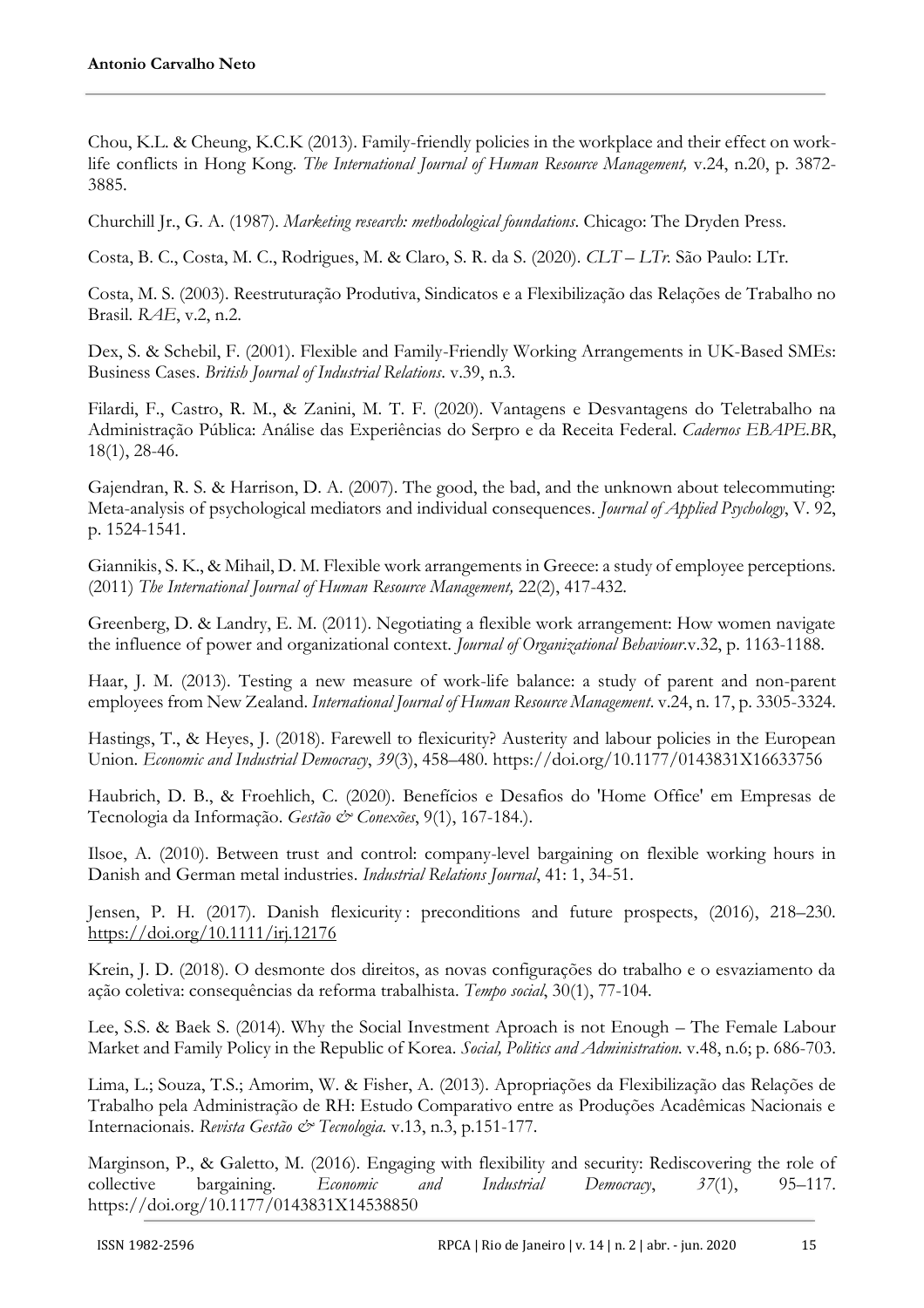Chou, K.L. & Cheung, K.C.K (2013). Family-friendly policies in the workplace and their effect on work-life conflicts in Hong Kong. *The International Journal of Human Resource Management,* v.24, n.20, p. 3872-3885.

Churchill Jr., G. A. (1987). *Marketing research: methodological foundations*. Chicago: The Dryden Press.

Costa, B. C., Costa, M. C., Rodrigues, M. & Claro, S. R. da S. (2020). *CLT – LTr*. São Paulo: LTr.

Costa, M. S. (2003). Reestruturação Produtiva, Sindicatos e a Flexibilização das Relações de Trabalho no Brasil. *RAE*, v.2, n.2.

Dex, S. & Schebil, F. (2001). Flexible and Family-Friendly Working Arrangements in UK-Based SMEs: Business Cases. *British Journal of Industrial Relations*. v.39, n.3.

Filardi, F., Castro, R. M., & Zanini, M. T. F. (2020). Vantagens e Desvantagens do Teletrabalho na Administração Pública: Análise das Experiências do Serpro e da Receita Federal. *Cadernos EBAPE.BR*, 18(1), 28-46.

Gajendran, R. S. & Harrison, D. A. (2007). The good, the bad, and the unknown about telecommuting: Meta-analysis of psychological mediators and individual consequences. *Journal of Applied Psychology*, V. 92, p. 1524-1541.

Giannikis, S. K., & Mihail, D. M. Flexible work arrangements in Greece: a study of employee perceptions. (2011) *The International Journal of Human Resource Management,* 22(2), 417-432.

Greenberg, D. & Landry, E. M. (2011). Negotiating a flexible work arrangement: How women navigate the influence of power and organizational context. *Journal of Organizational Behaviour*.v.32, p. 1163-1188.

Haar, J. M. (2013). Testing a new measure of work-life balance: a study of parent and non-parent employees from New Zealand. *International Journal of Human Resource Management*. v.24, n. 17, p. 3305-3324.

Hastings, T., & Heyes, J. (2018). Farewell to flexicurity? Austerity and labour policies in the European Union. *Economic and Industrial Democracy*, *39*(3), 458–480. https://doi.org/10.1177/0143831X16633756

Haubrich, D. B., & Froehlich, C. (2020). Benefícios e Desafios do 'Home Office' em Empresas de Tecnologia da Informação. *Gestão & Conexões*, 9(1), 167-184.).

Ilsoe, A. (2010). Between trust and control: company-level bargaining on flexible working hours in Danish and German metal industries. *Industrial Relations Journal*, 41: 1, 34-51.

Jensen, P. H. (2017). Danish flexicurity : preconditions and future prospects, (2016), 218–230. https://doi.org/10.1111/irj.12176

Krein, J. D. (2018). O desmonte dos direitos, as novas configurações do trabalho e o esvaziamento da ação coletiva: consequências da reforma trabalhista. *Tempo social*, 30(1), 77-104.

Lee, S.S. & Baek S. (2014). Why the Social Investment Aproach is not Enough – The Female Labour Market and Family Policy in the Republic of Korea. *Social, Politics and Administration.* v.48, n.6; p. 686-703.

Lima, L.; Souza, T.S.; Amorim, W. & Fisher, A. (2013). Apropriações da Flexibilização das Relações de Trabalho pela Administração de RH: Estudo Comparativo entre as Produções Acadêmicas Nacionais e Internacionais. *Revista Gestão & Tecnologia.* v.13, n.3, p.151-177.

Marginson, P., & Galetto, M. (2016). Engaging with flexibility and security: Rediscovering the role of collective bargaining. *Economic and Industrial Democracy*, *37*(1), 95–117. https://doi.org/10.1177/0143831X14538850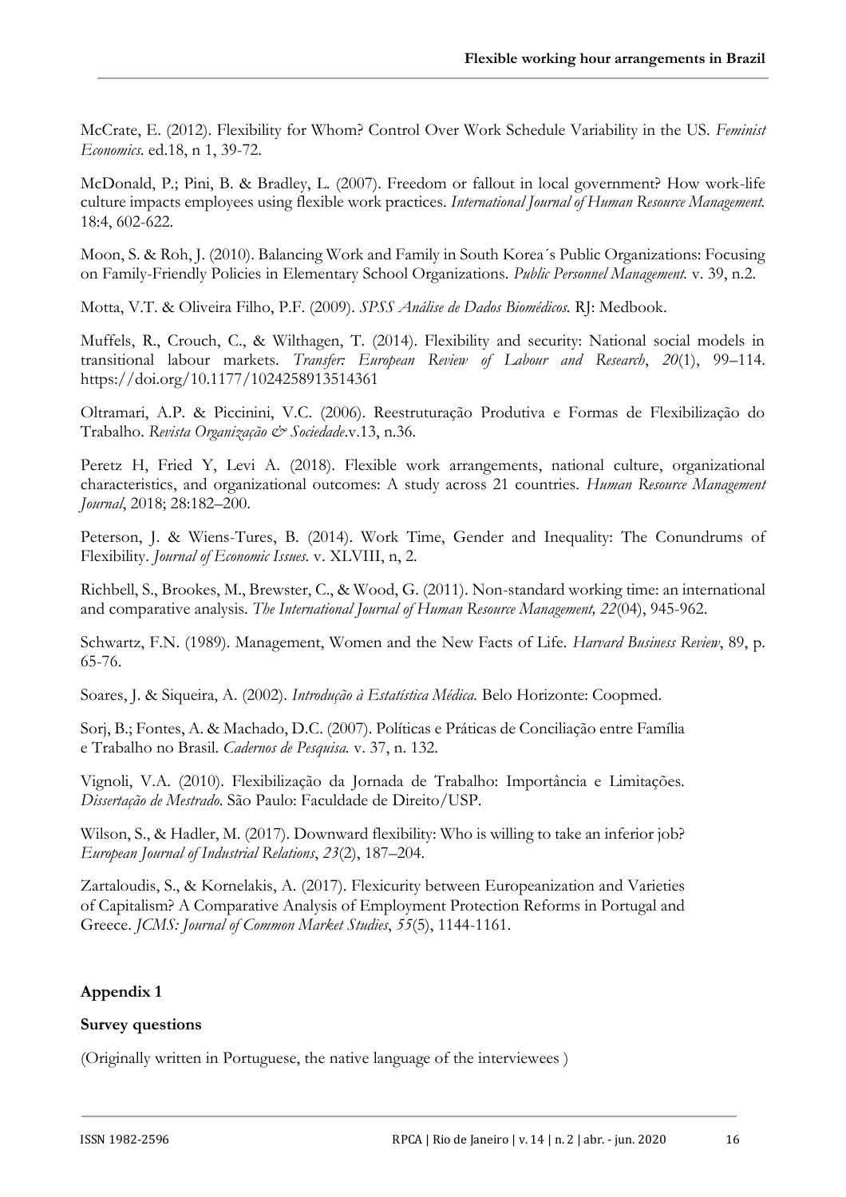McCrate, E. (2012). Flexibility for Whom? Control Over Work Schedule Variability in the US. *Feminist Economics*. ed.18, n 1, 39-72.

McDonald, P.; Pini, B. & Bradley, L. (2007). Freedom or fallout in local government? How work-life culture impacts employees using flexible work practices. *International Journal of Human Resource Management.* 18:4, 602-622.

Moon, S. & Roh, J. (2010). Balancing Work and Family in South Korea´s Public Organizations: Focusing on Family-Friendly Policies in Elementary School Organizations. *Public Personnel Management.* v. 39, n.2.

Motta, V.T. & Oliveira Filho, P.F. (2009). *SPSS Análise de Dados Biomédicos.* RJ: Medbook.

Muffels, R., Crouch, C., & Wilthagen, T. (2014). Flexibility and security: National social models in transitional labour markets. *Transfer: European Review of Labour and Research*, *20*(1), 99–114. https://doi.org/10.1177/1024258913514361

Oltramari, A.P. & Piccinini, V.C. (2006). Reestruturação Produtiva e Formas de Flexibilização do Trabalho. *Revista Organização & Sociedade*.v.13, n.36.

Peretz H, Fried Y, Levi A. (2018). Flexible work arrangements, national culture, organizational characteristics, and organizational outcomes: A study across 21 countries. *Human Resource Management Journal*, 2018; 28:182–200.

Peterson, J. & Wiens-Tures, B. (2014). Work Time, Gender and Inequality: The Conundrums of Flexibility. *Journal of Economic Issues.* v. XLVIII, n, 2.

Richbell, S., Brookes, M., Brewster, C., & Wood, G. (2011). Non-standard working time: an international and comparative analysis. *The International Journal of Human Resource Management, 22*(04), 945-962.

Schwartz, F.N. (1989). Management, Women and the New Facts of Life. *Harvard Business Review*, 89, p. 65-76.

Soares, J. & Siqueira, A. (2002). *Introdução à Estatística Médica.* Belo Horizonte: Coopmed.

Sorj, B.; Fontes, A. & Machado, D.C. (2007). Políticas e Práticas de Conciliação entre Família e Trabalho no Brasil. *Cadernos de Pesquisa.* v. 37, n. 132.

Vignoli, V.A. (2010). Flexibilização da Jornada de Trabalho: Importância e Limitações. *Dissertação de Mestrado.* São Paulo: Faculdade de Direito/USP.

Wilson, S., & Hadler, M. (2017). Downward flexibility: Who is willing to take an inferior job? *European Journal of Industrial Relations*, *23*(2), 187–204.

Zartaloudis, S., & Kornelakis, A. (2017). Flexicurity between Europeanization and Varieties of Capitalism? A Comparative Analysis of Employment Protection Reforms in Portugal and Greece. *JCMS: Journal of Common Market Studies*, *55*(5), 1144-1161.

## Appendix 1

**Survey questions**

(Originally written in Portuguese, the native language of the interviewees )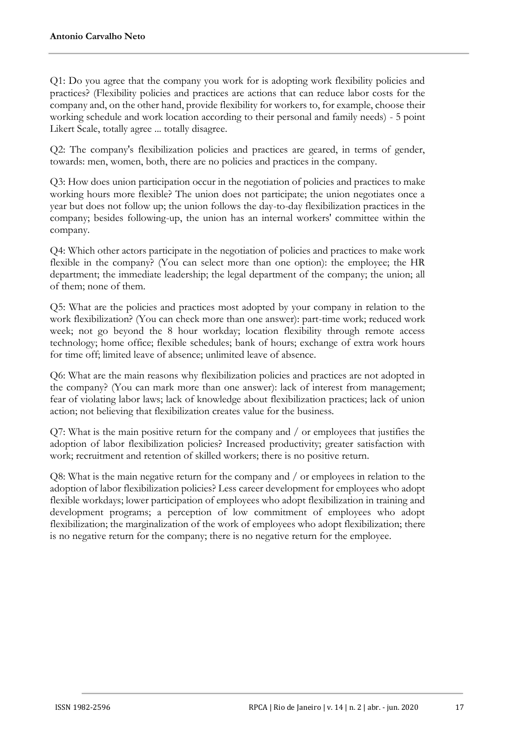Q1: Do you agree that the company you work for is adopting work flexibility policies and practices? (Flexibility policies and practices are actions that can reduce labor costs for the company and, on the other hand, provide flexibility for workers to, for example, choose their working schedule and work location according to their personal and family needs) - 5 point Likert Scale, totally agree ... totally disagree.

Q2: The company's flexibilization policies and practices are geared, in terms of gender, towards: men, women, both, there are no policies and practices in the company.

Q3: How does union participation occur in the negotiation of policies and practices to make working hours more flexible? The union does not participate; the union negotiates once a year but does not follow up; the union follows the day-to-day flexibilization practices in the company; besides following-up, the union has an internal workers' committee within the company.

Q4: Which other actors participate in the negotiation of policies and practices to make work flexible in the company? (You can select more than one option): the employee; the HR department; the immediate leadership; the legal department of the company; the union; all of them; none of them.

Q5: What are the policies and practices most adopted by your company in relation to the work flexibilization? (You can check more than one answer): part-time work; reduced work week; not go beyond the 8 hour workday; location flexibility through remote access technology; home office; flexible schedules; bank of hours; exchange of extra work hours for time off; limited leave of absence; unlimited leave of absence.

Q6: What are the main reasons why flexibilization policies and practices are not adopted in the company? (You can mark more than one answer): lack of interest from management; fear of violating labor laws; lack of knowledge about flexibilization practices; lack of union action; not believing that flexibilization creates value for the business.

Q7: What is the main positive return for the company and / or employees that justifies the adoption of labor flexibilization policies? Increased productivity; greater satisfaction with work; recruitment and retention of skilled workers; there is no positive return.

Q8: What is the main negative return for the company and / or employees in relation to the adoption of labor flexibilization policies? Less career development for employees who adopt flexible workdays; lower participation of employees who adopt flexibilization in training and development programs; a perception of low commitment of employees who adopt flexibilization; the marginalization of the work of employees who adopt flexibilization; there is no negative return for the company; there is no negative return for the employee.